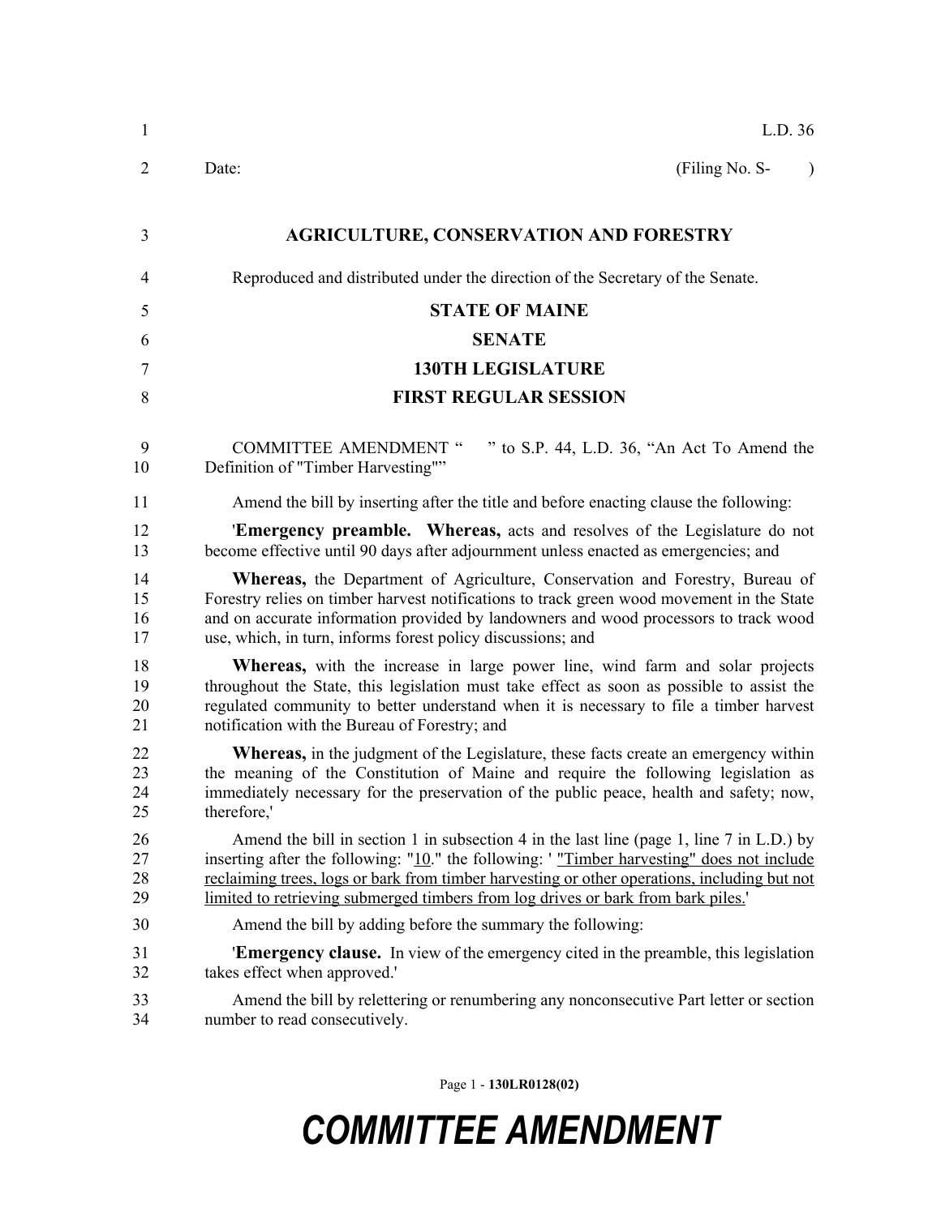L.D. 36

Date: (Filing No. S- )

# AGRICULTURE, CONSERVATION AND FORESTRY

Reproduced and distributed under the direction of the Secretary of the Senate.

## STATE OF MAINE

## SENATE

## 130TH LEGISLATURE

## FIRST REGULAR SESSION

COMMITTEE AMENDMENT " " to S.P. 44, L.D. 36, "An Act To Amend the Definition of "Timber Harvesting""

Amend the bill by inserting after the title and before enacting clause the following:

'**Emergency preamble. Whereas,** acts and resolves of the Legislature do not become effective until 90 days after adjournment unless enacted as emergencies; and

**Whereas,** the Department of Agriculture, Conservation and Forestry, Bureau of Forestry relies on timber harvest notifications to track green wood movement in the State and on accurate information provided by landowners and wood processors to track wood use, which, in turn, informs forest policy discussions; and

**Whereas,** with the increase in large power line, wind farm and solar projects throughout the State, this legislation must take effect as soon as possible to assist the regulated community to better understand when it is necessary to file a timber harvest notification with the Bureau of Forestry; and

**Whereas,** in the judgment of the Legislature, these facts create an emergency within the meaning of the Constitution of Maine and require the following legislation as immediately necessary for the preservation of the public peace, health and safety; now, therefore,'

Amend the bill in section 1 in subsection 4 in the last line (page 1, line 7 in L.D.) by inserting after the following: "<u>10</u>." the following: ' <u>"Timber harvesting" does not include reclaiming trees, logs or bark from timber harvesting or other operations, including but not limited to retrieving submerged timbers from log drives or bark from bark piles.</u>'

Amend the bill by adding before the summary the following:

'**Emergency clause.** In view of the emergency cited in the preamble, this legislation takes effect when approved.'

Amend the bill by relettering or renumbering any nonconsecutive Part letter or section number to read consecutively.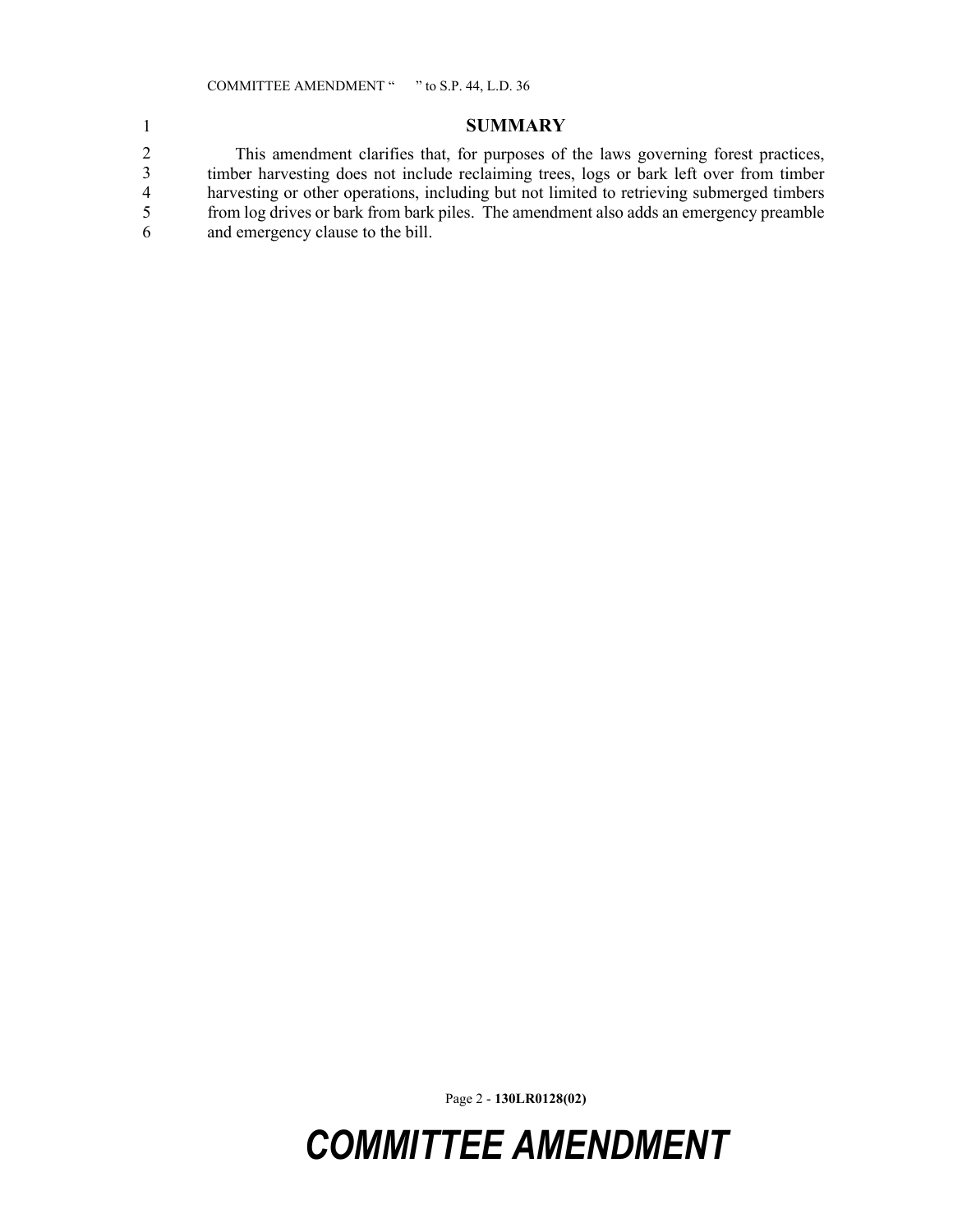## SUMMARY

This amendment clarifies that, for purposes of the laws governing forest practices, timber harvesting does not include reclaiming trees, logs or bark left over from timber harvesting or other operations, including but not limited to retrieving submerged timbers from log drives or bark from bark piles. The amendment also adds an emergency preamble and emergency clause to the bill.